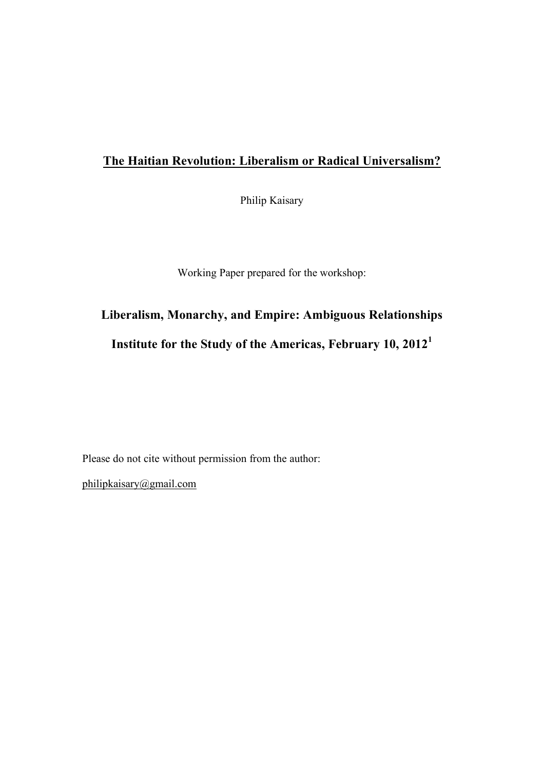# The Haitian Revolution: Liberalism or Radical Universalism?

Philip Kaisary

Working Paper prepared for the workshop:

## Liberalism, Monarchy, and Empire: Ambiguous Relationships

## Institute for the Study of the Americas, February 10, 2012[1]

Please do not cite without permission from the author:

philipkaisary@gmail.com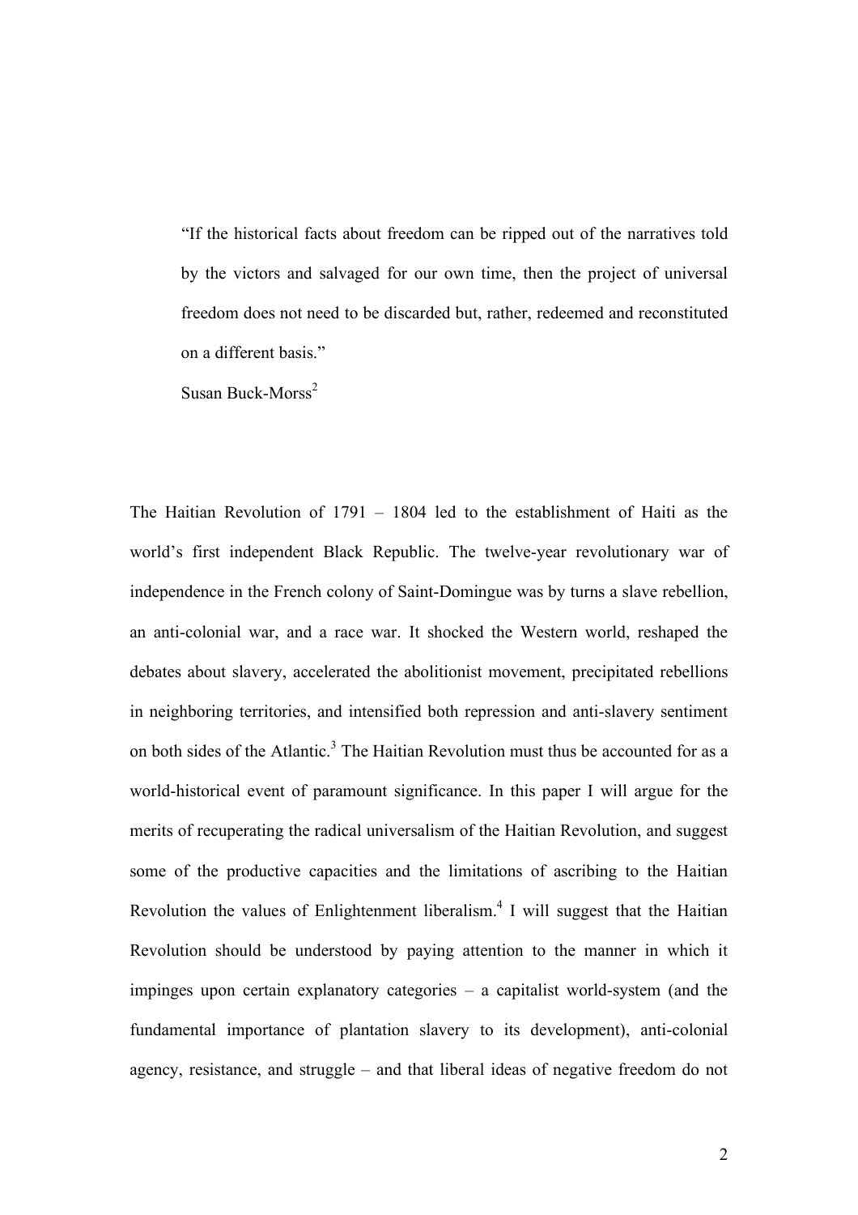> "If the historical facts about freedom can be ripped out of the narratives told by the victors and salvaged for our own time, then the project of universal freedom does not need to be discarded but, rather, redeemed and reconstituted on a different basis."
>
> Susan Buck-Morss[2]

The Haitian Revolution of 1791 – 1804 led to the establishment of Haiti as the world's first independent Black Republic. The twelve-year revolutionary war of independence in the French colony of Saint-Domingue was by turns a slave rebellion, an anti-colonial war, and a race war. It shocked the Western world, reshaped the debates about slavery, accelerated the abolitionist movement, precipitated rebellions in neighboring territories, and intensified both repression and anti-slavery sentiment on both sides of the Atlantic.[3] The Haitian Revolution must thus be accounted for as a world-historical event of paramount significance. In this paper I will argue for the merits of recuperating the radical universalism of the Haitian Revolution, and suggest some of the productive capacities and the limitations of ascribing to the Haitian Revolution the values of Enlightenment liberalism.[4] I will suggest that the Haitian Revolution should be understood by paying attention to the manner in which it impinges upon certain explanatory categories – a capitalist world-system (and the fundamental importance of plantation slavery to its development), anti-colonial agency, resistance, and struggle – and that liberal ideas of negative freedom do not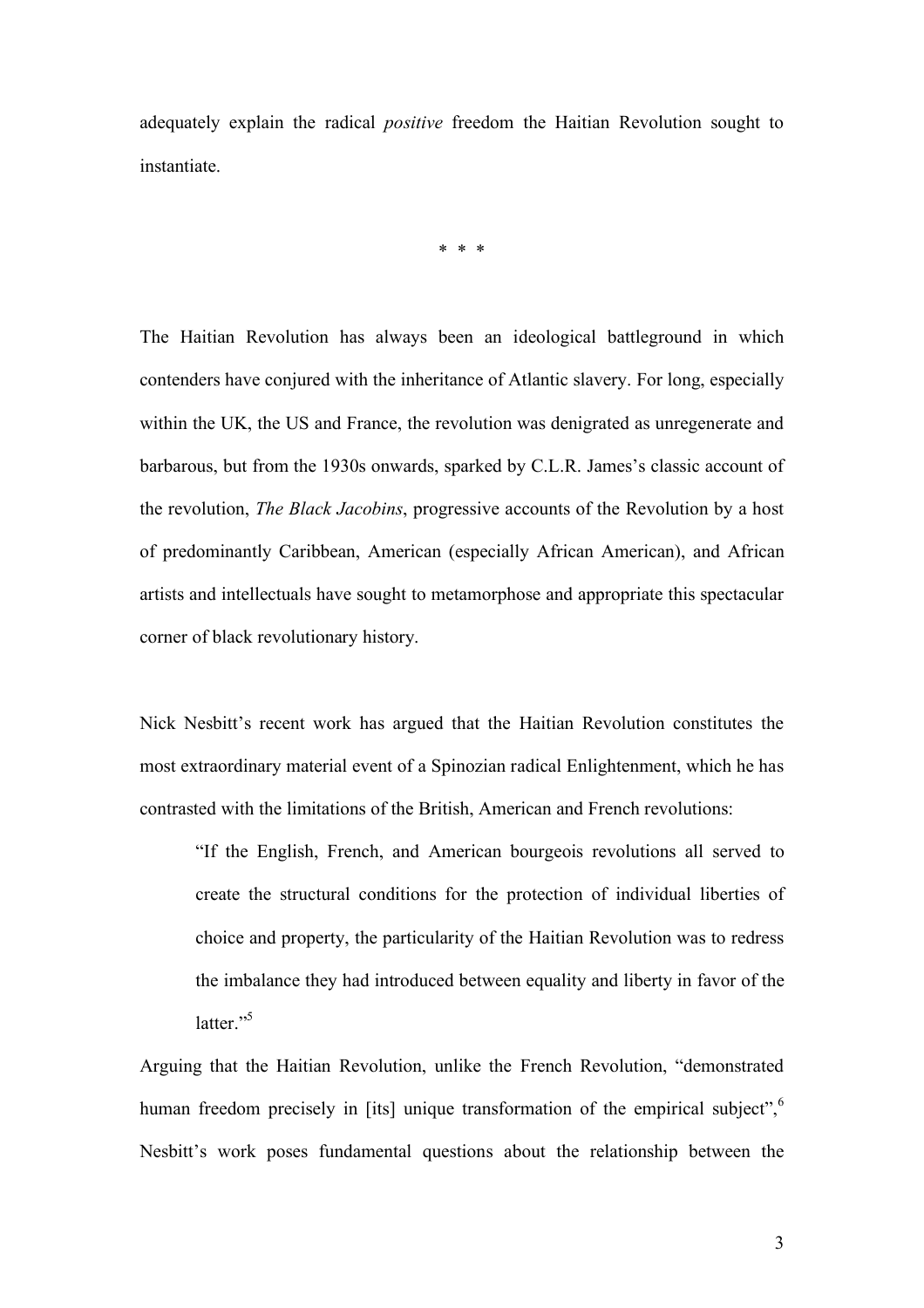adequately explain the radical *positive* freedom the Haitian Revolution sought to instantiate.

\* \* \*

The Haitian Revolution has always been an ideological battleground in which contenders have conjured with the inheritance of Atlantic slavery. For long, especially within the UK, the US and France, the revolution was denigrated as unregenerate and barbarous, but from the 1930s onwards, sparked by C.L.R. James's classic account of the revolution, *The Black Jacobins*, progressive accounts of the Revolution by a host of predominantly Caribbean, American (especially African American), and African artists and intellectuals have sought to metamorphose and appropriate this spectacular corner of black revolutionary history.

Nick Nesbitt's recent work has argued that the Haitian Revolution constitutes the most extraordinary material event of a Spinozian radical Enlightenment, which he has contrasted with the limitations of the British, American and French revolutions:

> "If the English, French, and American bourgeois revolutions all served to create the structural conditions for the protection of individual liberties of choice and property, the particularity of the Haitian Revolution was to redress the imbalance they had introduced between equality and liberty in favor of the latter."[5]

Arguing that the Haitian Revolution, unlike the French Revolution, "demonstrated human freedom precisely in [its] unique transformation of the empirical subject",[6] Nesbitt's work poses fundamental questions about the relationship between the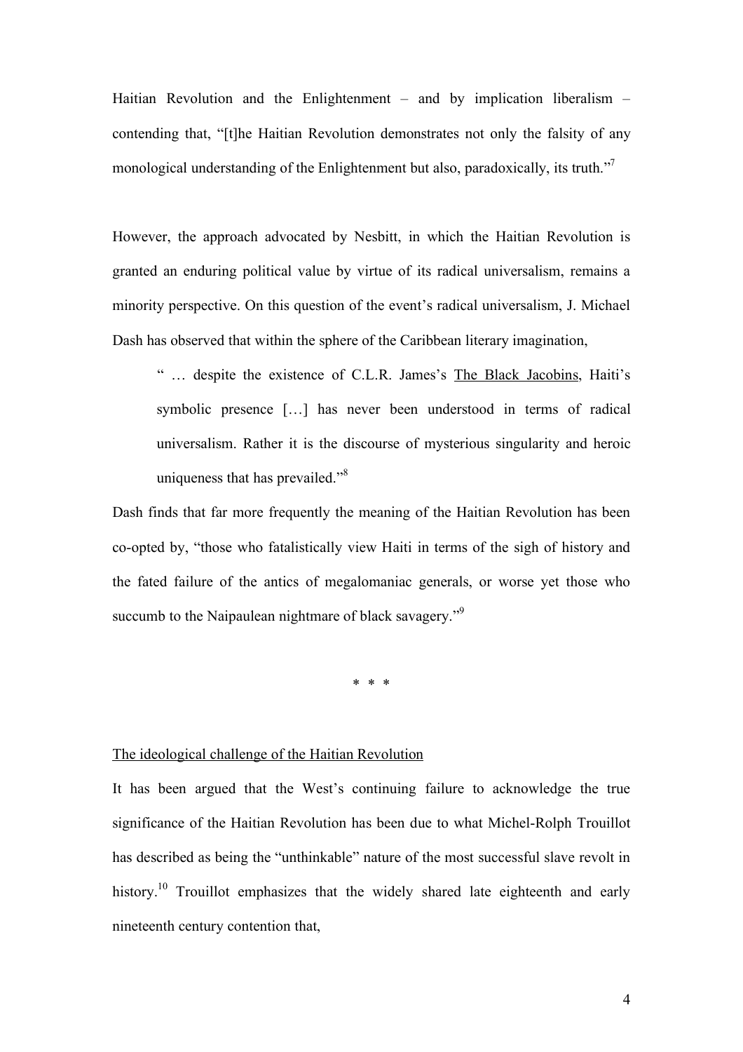Haitian Revolution and the Enlightenment – and by implication liberalism – contending that, "[t]he Haitian Revolution demonstrates not only the falsity of any monological understanding of the Enlightenment but also, paradoxically, its truth."[7]

However, the approach advocated by Nesbitt, in which the Haitian Revolution is granted an enduring political value by virtue of its radical universalism, remains a minority perspective. On this question of the event's radical universalism, J. Michael Dash has observed that within the sphere of the Caribbean literary imagination,

> " … despite the existence of C.L.R. James's The Black Jacobins, Haiti's symbolic presence […] has never been understood in terms of radical universalism. Rather it is the discourse of mysterious singularity and heroic uniqueness that has prevailed."[8]

Dash finds that far more frequently the meaning of the Haitian Revolution has been co-opted by, "those who fatalistically view Haiti in terms of the sigh of history and the fated failure of the antics of megalomaniac generals, or worse yet those who succumb to the Naipaulean nightmare of black savagery."[9]

\* \* \*

## The ideological challenge of the Haitian Revolution

It has been argued that the West's continuing failure to acknowledge the true significance of the Haitian Revolution has been due to what Michel-Rolph Trouillot has described as being the "unthinkable" nature of the most successful slave revolt in history.[10] Trouillot emphasizes that the widely shared late eighteenth and early nineteenth century contention that,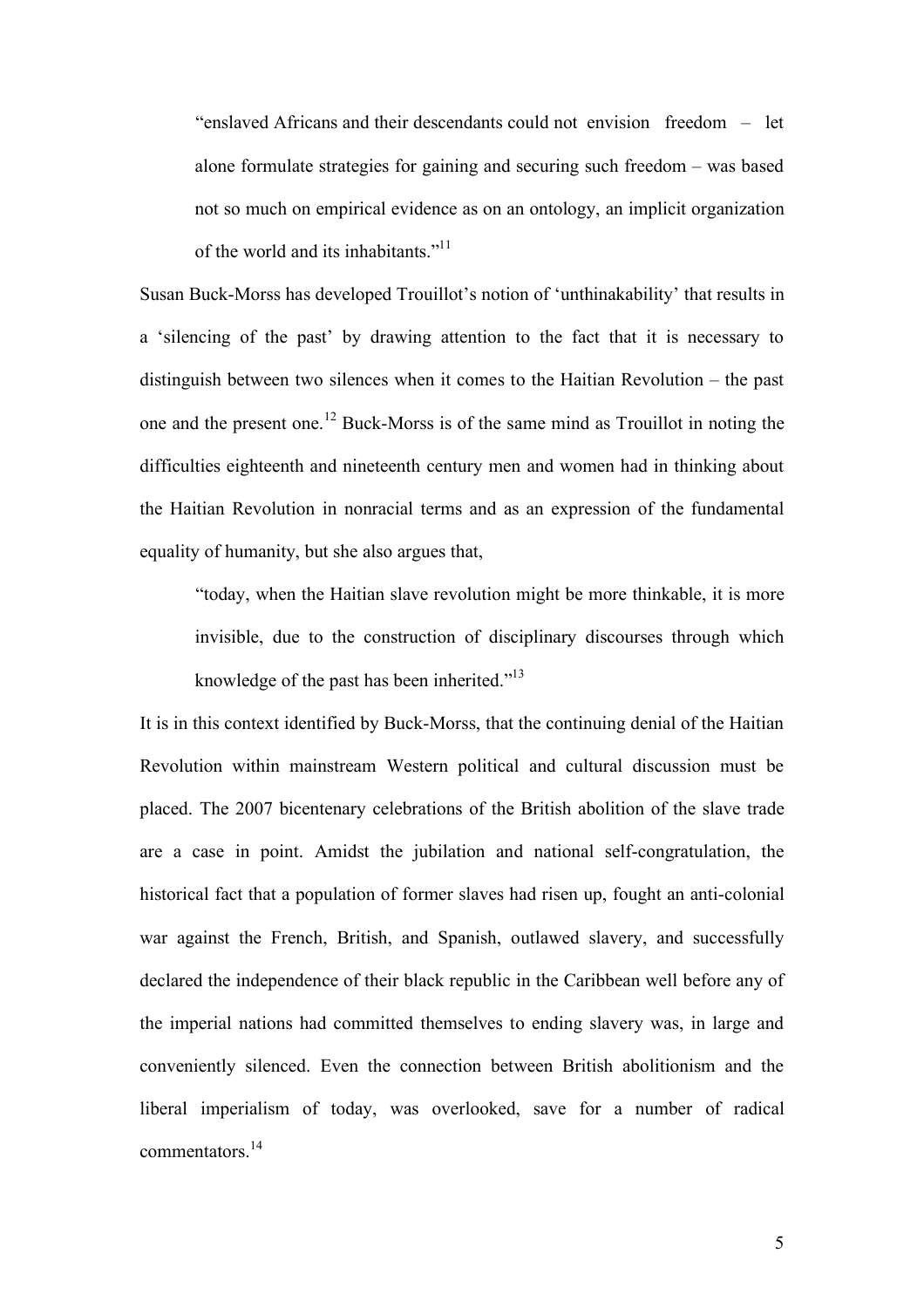> "enslaved Africans and their descendants could not envision freedom – let alone formulate strategies for gaining and securing such freedom – was based not so much on empirical evidence as on an ontology, an implicit organization of the world and its inhabitants."[11]

Susan Buck-Morss has developed Trouillot's notion of 'unthinakability' that results in a 'silencing of the past' by drawing attention to the fact that it is necessary to distinguish between two silences when it comes to the Haitian Revolution – the past one and the present one.[12] Buck-Morss is of the same mind as Trouillot in noting the difficulties eighteenth and nineteenth century men and women had in thinking about the Haitian Revolution in nonracial terms and as an expression of the fundamental equality of humanity, but she also argues that,

> "today, when the Haitian slave revolution might be more thinkable, it is more invisible, due to the construction of disciplinary discourses through which knowledge of the past has been inherited."[13]

It is in this context identified by Buck-Morss, that the continuing denial of the Haitian Revolution within mainstream Western political and cultural discussion must be placed. The 2007 bicentenary celebrations of the British abolition of the slave trade are a case in point. Amidst the jubilation and national self-congratulation, the historical fact that a population of former slaves had risen up, fought an anti-colonial war against the French, British, and Spanish, outlawed slavery, and successfully declared the independence of their black republic in the Caribbean well before any of the imperial nations had committed themselves to ending slavery was, in large and conveniently silenced. Even the connection between British abolitionism and the liberal imperialism of today, was overlooked, save for a number of radical commentators.[14]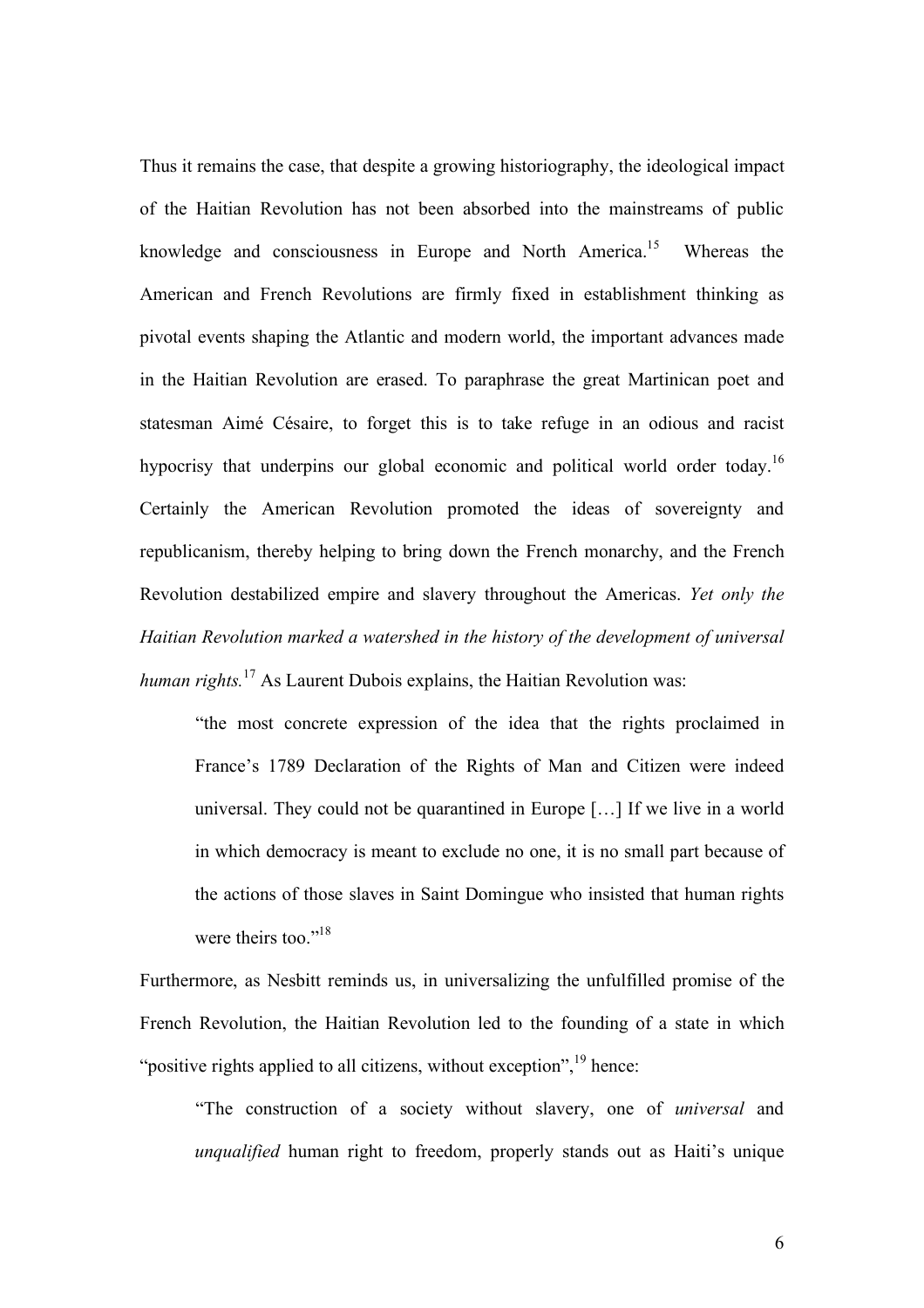Thus it remains the case, that despite a growing historiography, the ideological impact of the Haitian Revolution has not been absorbed into the mainstreams of public knowledge and consciousness in Europe and North America.[15] Whereas the American and French Revolutions are firmly fixed in establishment thinking as pivotal events shaping the Atlantic and modern world, the important advances made in the Haitian Revolution are erased. To paraphrase the great Martinican poet and statesman Aimé Césaire, to forget this is to take refuge in an odious and racist hypocrisy that underpins our global economic and political world order today.[16] Certainly the American Revolution promoted the ideas of sovereignty and republicanism, thereby helping to bring down the French monarchy, and the French Revolution destabilized empire and slavery throughout the Americas. *Yet only the Haitian Revolution marked a watershed in the history of the development of universal human rights.*[17] As Laurent Dubois explains, the Haitian Revolution was:

> "the most concrete expression of the idea that the rights proclaimed in France's 1789 Declaration of the Rights of Man and Citizen were indeed universal. They could not be quarantined in Europe […] If we live in a world in which democracy is meant to exclude no one, it is no small part because of the actions of those slaves in Saint Domingue who insisted that human rights were theirs too."[18]

Furthermore, as Nesbitt reminds us, in universalizing the unfulfilled promise of the French Revolution, the Haitian Revolution led to the founding of a state in which "positive rights applied to all citizens, without exception",[19] hence:

> "The construction of a society without slavery, one of *universal* and *unqualified* human right to freedom, properly stands out as Haiti's unique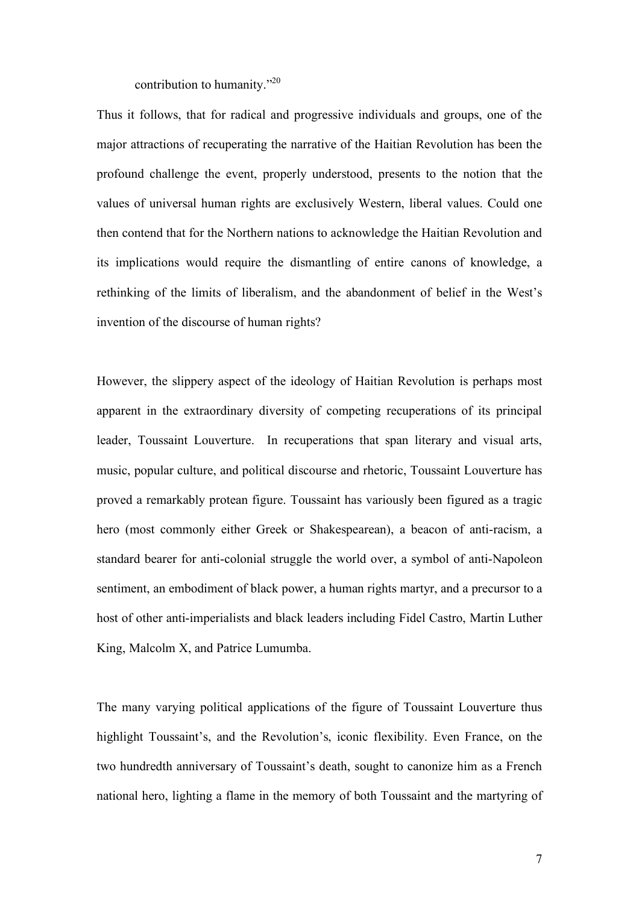contribution to humanity."[20]

Thus it follows, that for radical and progressive individuals and groups, one of the major attractions of recuperating the narrative of the Haitian Revolution has been the profound challenge the event, properly understood, presents to the notion that the values of universal human rights are exclusively Western, liberal values. Could one then contend that for the Northern nations to acknowledge the Haitian Revolution and its implications would require the dismantling of entire canons of knowledge, a rethinking of the limits of liberalism, and the abandonment of belief in the West's invention of the discourse of human rights?

However, the slippery aspect of the ideology of Haitian Revolution is perhaps most apparent in the extraordinary diversity of competing recuperations of its principal leader, Toussaint Louverture. In recuperations that span literary and visual arts, music, popular culture, and political discourse and rhetoric, Toussaint Louverture has proved a remarkably protean figure. Toussaint has variously been figured as a tragic hero (most commonly either Greek or Shakespearean), a beacon of anti-racism, a standard bearer for anti-colonial struggle the world over, a symbol of anti-Napoleon sentiment, an embodiment of black power, a human rights martyr, and a precursor to a host of other anti-imperialists and black leaders including Fidel Castro, Martin Luther King, Malcolm X, and Patrice Lumumba.

The many varying political applications of the figure of Toussaint Louverture thus highlight Toussaint's, and the Revolution's, iconic flexibility. Even France, on the two hundredth anniversary of Toussaint's death, sought to canonize him as a French national hero, lighting a flame in the memory of both Toussaint and the martyring of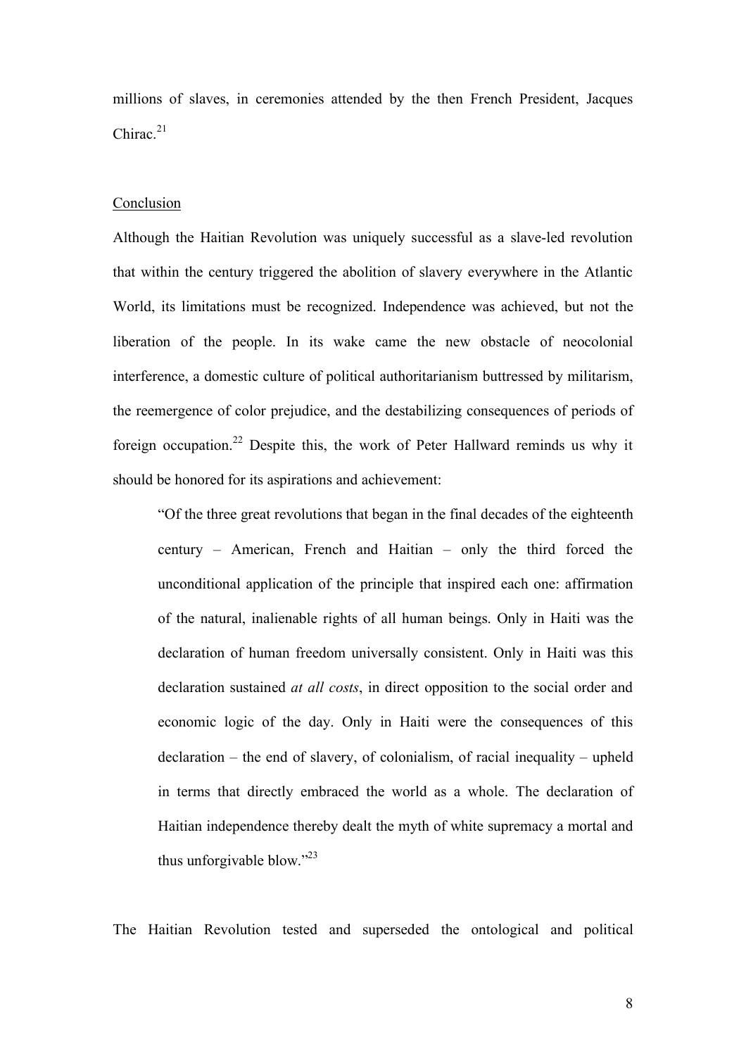millions of slaves, in ceremonies attended by the then French President, Jacques Chirac.[21]

## Conclusion

Although the Haitian Revolution was uniquely successful as a slave-led revolution that within the century triggered the abolition of slavery everywhere in the Atlantic World, its limitations must be recognized. Independence was achieved, but not the liberation of the people. In its wake came the new obstacle of neocolonial interference, a domestic culture of political authoritarianism buttressed by militarism, the reemergence of color prejudice, and the destabilizing consequences of periods of foreign occupation.[22] Despite this, the work of Peter Hallward reminds us why it should be honored for its aspirations and achievement:

> "Of the three great revolutions that began in the final decades of the eighteenth century – American, French and Haitian – only the third forced the unconditional application of the principle that inspired each one: affirmation of the natural, inalienable rights of all human beings. Only in Haiti was the declaration of human freedom universally consistent. Only in Haiti was this declaration sustained *at all costs*, in direct opposition to the social order and economic logic of the day. Only in Haiti were the consequences of this declaration – the end of slavery, of colonialism, of racial inequality – upheld in terms that directly embraced the world as a whole. The declaration of Haitian independence thereby dealt the myth of white supremacy a mortal and thus unforgivable blow."[23]

The Haitian Revolution tested and superseded the ontological and political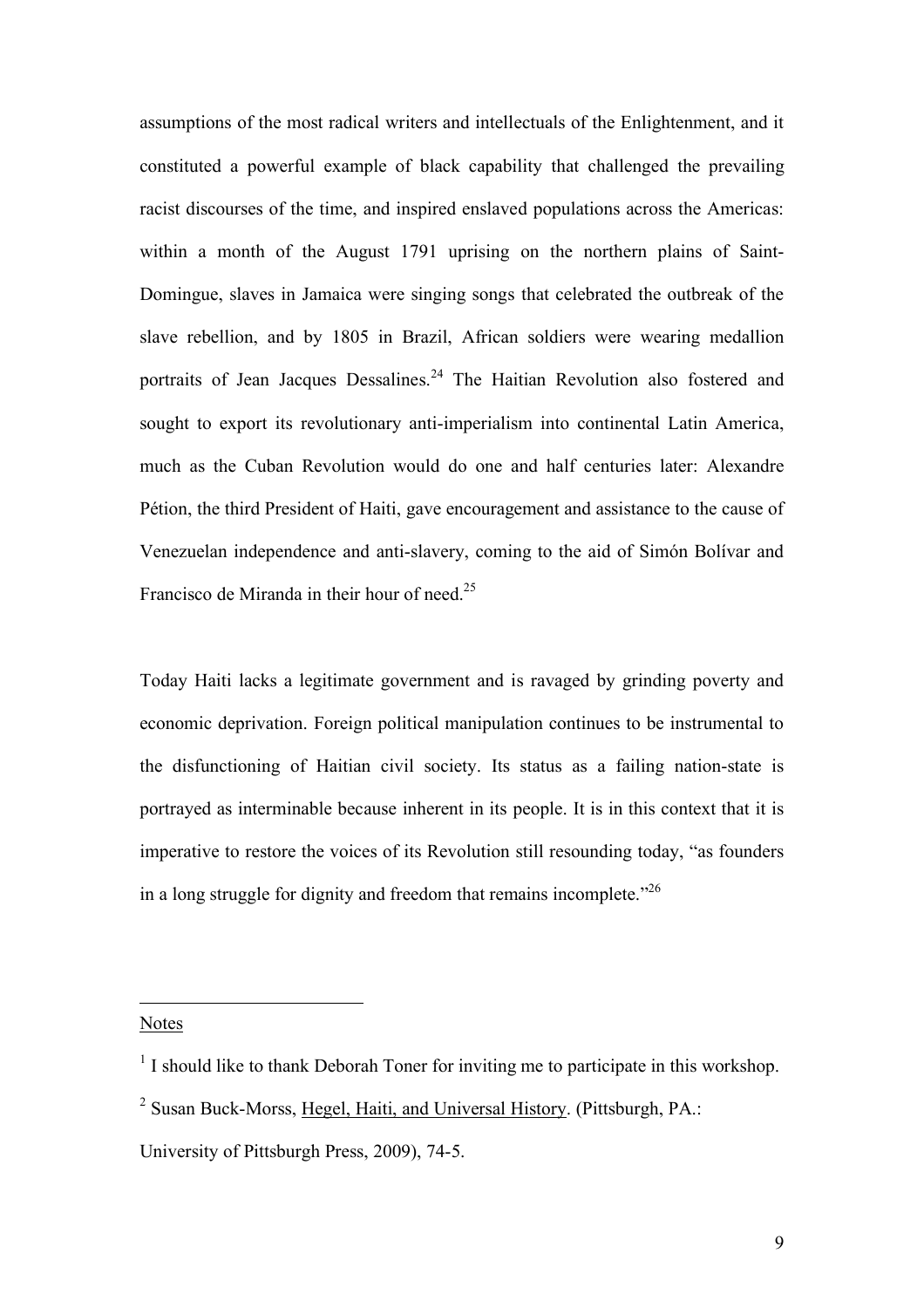assumptions of the most radical writers and intellectuals of the Enlightenment, and it constituted a powerful example of black capability that challenged the prevailing racist discourses of the time, and inspired enslaved populations across the Americas: within a month of the August 1791 uprising on the northern plains of Saint-Domingue, slaves in Jamaica were singing songs that celebrated the outbreak of the slave rebellion, and by 1805 in Brazil, African soldiers were wearing medallion portraits of Jean Jacques Dessalines.[24] The Haitian Revolution also fostered and sought to export its revolutionary anti-imperialism into continental Latin America, much as the Cuban Revolution would do one and half centuries later: Alexandre Pétion, the third President of Haiti, gave encouragement and assistance to the cause of Venezuelan independence and anti-slavery, coming to the aid of Simón Bolívar and Francisco de Miranda in their hour of need.[25]

Today Haiti lacks a legitimate government and is ravaged by grinding poverty and economic deprivation. Foreign political manipulation continues to be instrumental to the disfunctioning of Haitian civil society. Its status as a failing nation-state is portrayed as interminable because inherent in its people. It is in this context that it is imperative to restore the voices of its Revolution still resounding today, "as founders in a long struggle for dignity and freedom that remains incomplete."[26]

---

Notes

[1] I should like to thank Deborah Toner for inviting me to participate in this workshop.

[2] Susan Buck-Morss, Hegel, Haiti, and Universal History. (Pittsburgh, PA.: University of Pittsburgh Press, 2009), 74-5.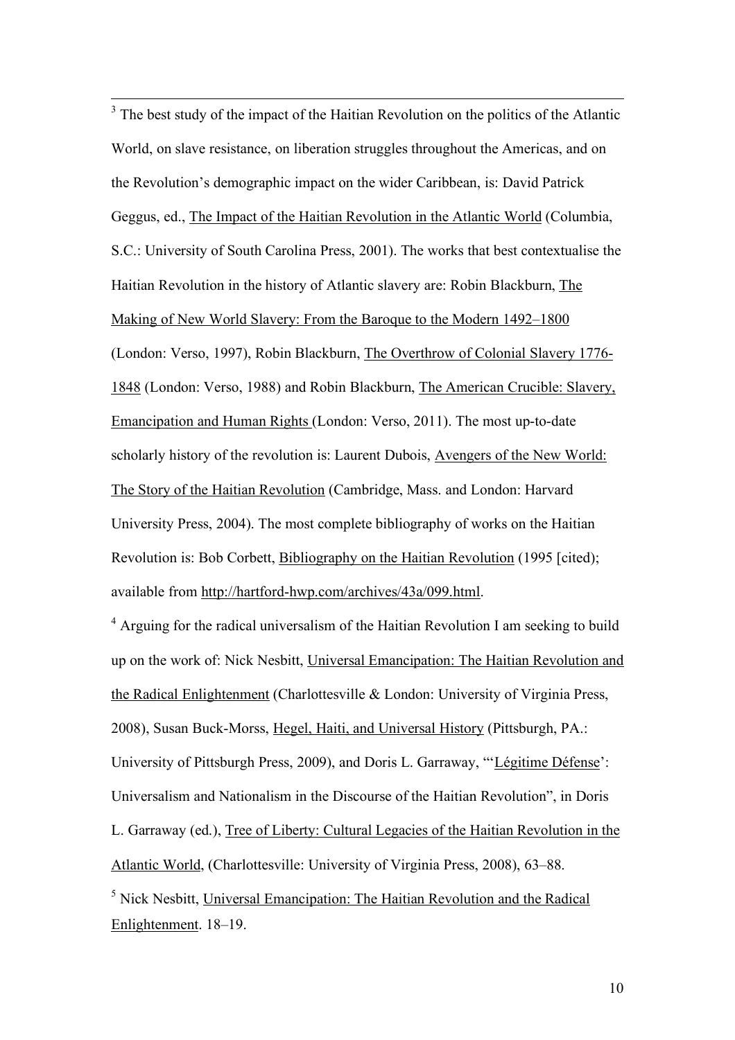[3] The best study of the impact of the Haitian Revolution on the politics of the Atlantic World, on slave resistance, on liberation struggles throughout the Americas, and on the Revolution's demographic impact on the wider Caribbean, is: David Patrick Geggus, ed., The Impact of the Haitian Revolution in the Atlantic World (Columbia, S.C.: University of South Carolina Press, 2001). The works that best contextualise the Haitian Revolution in the history of Atlantic slavery are: Robin Blackburn, The Making of New World Slavery: From the Baroque to the Modern 1492–1800 (London: Verso, 1997), Robin Blackburn, The Overthrow of Colonial Slavery 1776-1848 (London: Verso, 1988) and Robin Blackburn, The American Crucible: Slavery, Emancipation and Human Rights (London: Verso, 2011). The most up-to-date scholarly history of the revolution is: Laurent Dubois, Avengers of the New World: The Story of the Haitian Revolution (Cambridge, Mass. and London: Harvard University Press, 2004). The most complete bibliography of works on the Haitian Revolution is: Bob Corbett, Bibliography on the Haitian Revolution (1995 [cited); available from http://hartford-hwp.com/archives/43a/099.html.

[4] Arguing for the radical universalism of the Haitian Revolution I am seeking to build up on the work of: Nick Nesbitt, Universal Emancipation: The Haitian Revolution and the Radical Enlightenment (Charlottesville & London: University of Virginia Press, 2008), Susan Buck-Morss, Hegel, Haiti, and Universal History (Pittsburgh, PA.: University of Pittsburgh Press, 2009), and Doris L. Garraway, "'Légitime Défense': Universalism and Nationalism in the Discourse of the Haitian Revolution", in Doris L. Garraway (ed.), Tree of Liberty: Cultural Legacies of the Haitian Revolution in the Atlantic World, (Charlottesville: University of Virginia Press, 2008), 63–88.

[5] Nick Nesbitt, Universal Emancipation: The Haitian Revolution and the Radical Enlightenment. 18–19.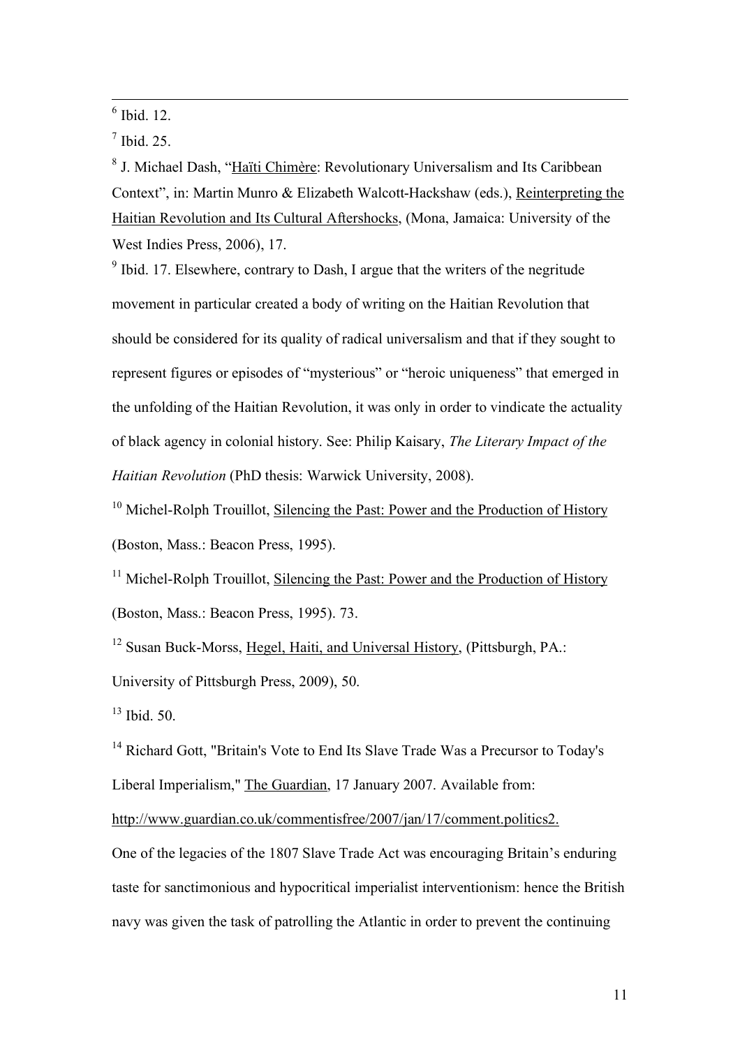[6] Ibid. 12.

[7] Ibid. 25.

[8] J. Michael Dash, "Haïti Chimère: Revolutionary Universalism and Its Caribbean Context", in: Martin Munro & Elizabeth Walcott-Hackshaw (eds.), Reinterpreting the Haitian Revolution and Its Cultural Aftershocks, (Mona, Jamaica: University of the West Indies Press, 2006), 17.

[9] Ibid. 17. Elsewhere, contrary to Dash, I argue that the writers of the negritude movement in particular created a body of writing on the Haitian Revolution that should be considered for its quality of radical universalism and that if they sought to represent figures or episodes of "mysterious" or "heroic uniqueness" that emerged in the unfolding of the Haitian Revolution, it was only in order to vindicate the actuality of black agency in colonial history. See: Philip Kaisary, *The Literary Impact of the Haitian Revolution* (PhD thesis: Warwick University, 2008).

[10] Michel-Rolph Trouillot, Silencing the Past: Power and the Production of History (Boston, Mass.: Beacon Press, 1995).

[11] Michel-Rolph Trouillot, Silencing the Past: Power and the Production of History (Boston, Mass.: Beacon Press, 1995). 73.

[12] Susan Buck-Morss, Hegel, Haiti, and Universal History, (Pittsburgh, PA.: University of Pittsburgh Press, 2009), 50.

[13] Ibid. 50.

[14] Richard Gott, "Britain's Vote to End Its Slave Trade Was a Precursor to Today's Liberal Imperialism," The Guardian, 17 January 2007. Available from: http://www.guardian.co.uk/commentisfree/2007/jan/17/comment.politics2.

One of the legacies of the 1807 Slave Trade Act was encouraging Britain's enduring taste for sanctimonious and hypocritical imperialist interventionism: hence the British navy was given the task of patrolling the Atlantic in order to prevent the continuing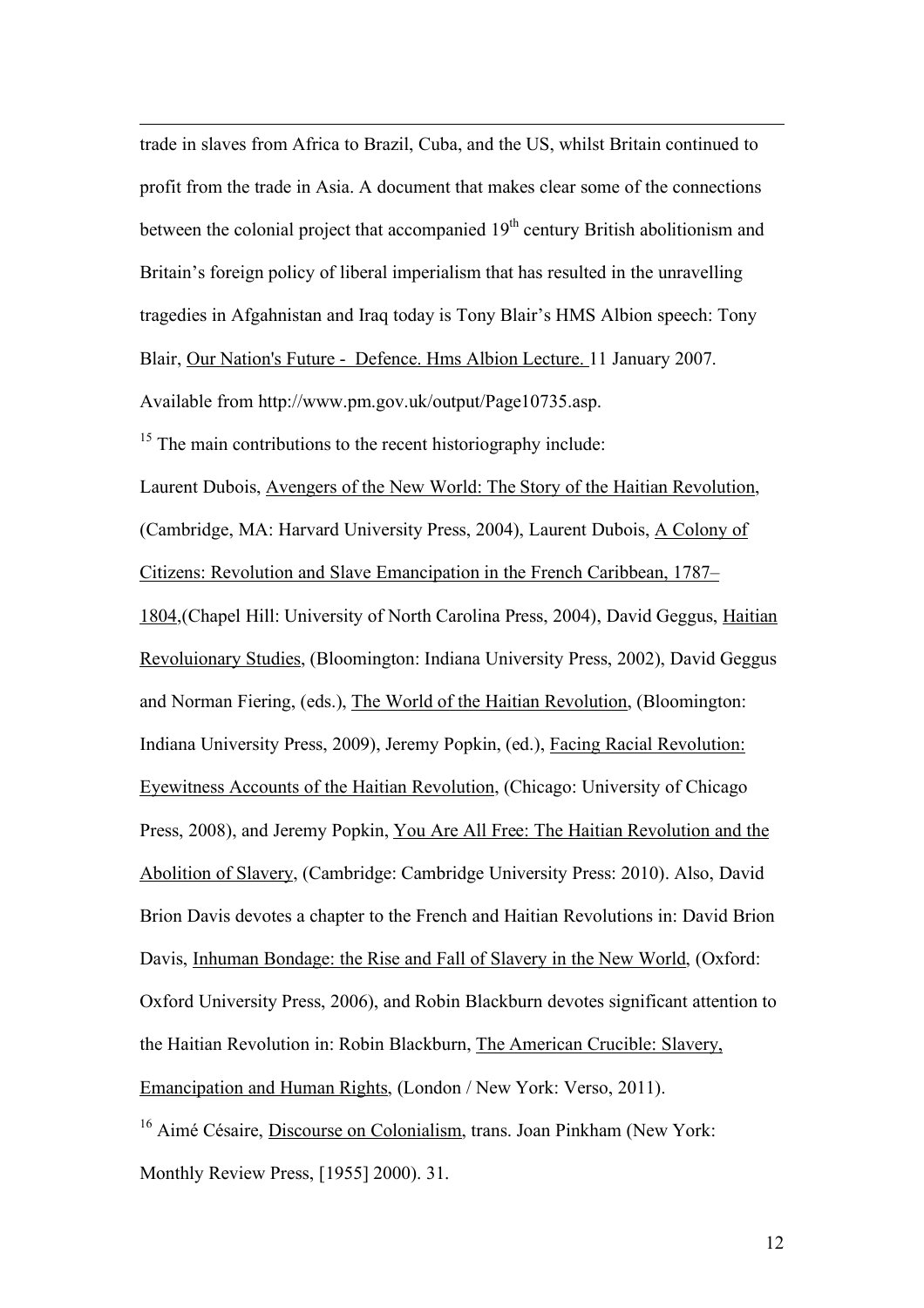trade in slaves from Africa to Brazil, Cuba, and the US, whilst Britain continued to profit from the trade in Asia. A document that makes clear some of the connections between the colonial project that accompanied 19th century British abolitionism and Britain's foreign policy of liberal imperialism that has resulted in the unravelling tragedies in Afgahnistan and Iraq today is Tony Blair's HMS Albion speech: Tony Blair, Our Nation's Future - Defence. Hms Albion Lecture. 11 January 2007. Available from http://www.pm.gov.uk/output/Page10735.asp.

[15] The main contributions to the recent historiography include:

Laurent Dubois, Avengers of the New World: The Story of the Haitian Revolution, (Cambridge, MA: Harvard University Press, 2004), Laurent Dubois, A Colony of Citizens: Revolution and Slave Emancipation in the French Caribbean, 1787–1804,(Chapel Hill: University of North Carolina Press, 2004), David Geggus, Haitian Revoluionary Studies, (Bloomington: Indiana University Press, 2002), David Geggus and Norman Fiering, (eds.), The World of the Haitian Revolution, (Bloomington: Indiana University Press, 2009), Jeremy Popkin, (ed.), Facing Racial Revolution: Eyewitness Accounts of the Haitian Revolution, (Chicago: University of Chicago Press, 2008), and Jeremy Popkin, You Are All Free: The Haitian Revolution and the Abolition of Slavery, (Cambridge: Cambridge University Press: 2010). Also, David Brion Davis devotes a chapter to the French and Haitian Revolutions in: David Brion Davis, Inhuman Bondage: the Rise and Fall of Slavery in the New World, (Oxford: Oxford University Press, 2006), and Robin Blackburn devotes significant attention to the Haitian Revolution in: Robin Blackburn, The American Crucible: Slavery, Emancipation and Human Rights, (London / New York: Verso, 2011).

[16] Aimé Césaire, Discourse on Colonialism, trans. Joan Pinkham (New York: Monthly Review Press, [1955] 2000). 31.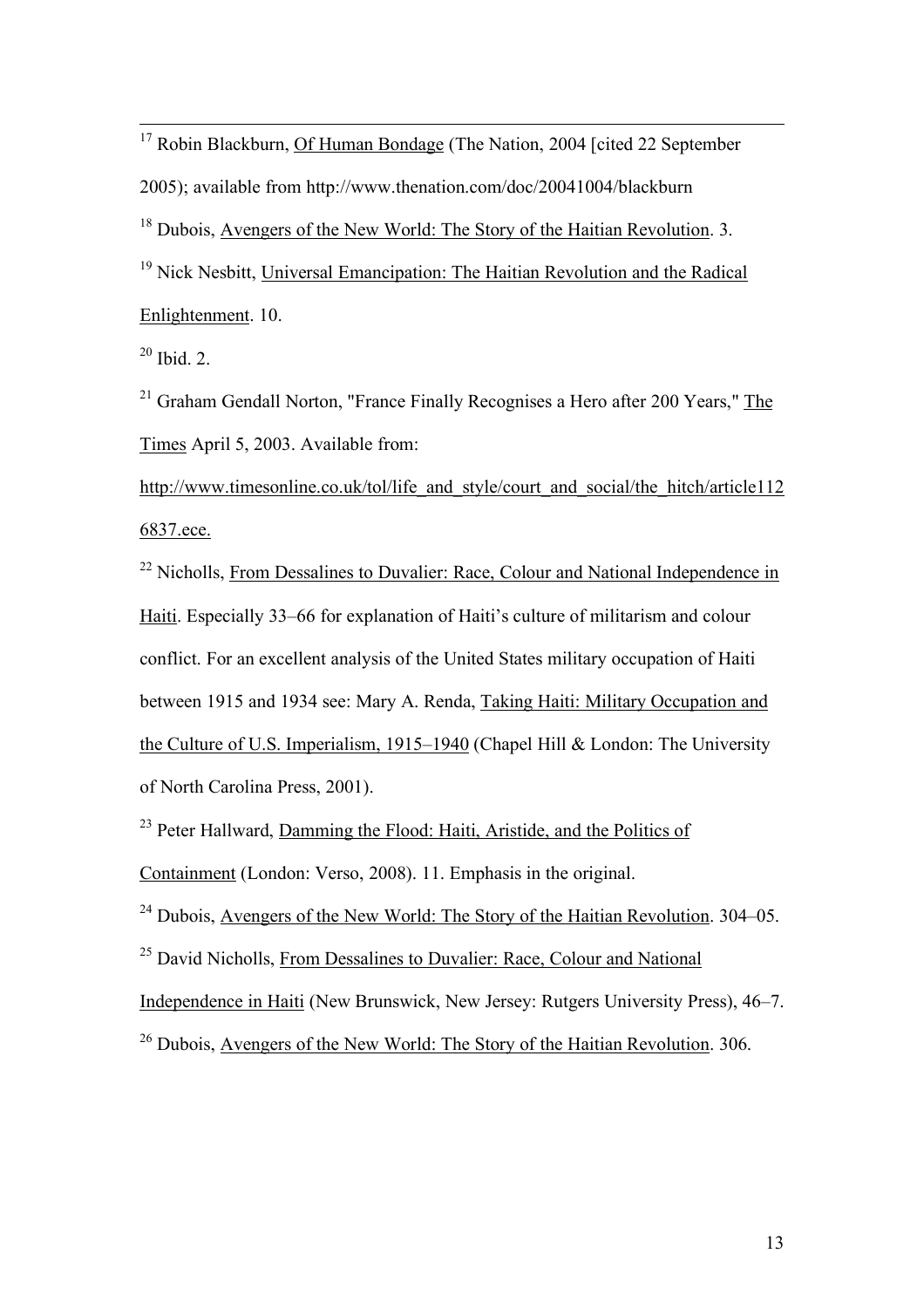[17] Robin Blackburn, Of Human Bondage (The Nation, 2004 [cited 22 September 2005); available from http://www.thenation.com/doc/20041004/blackburn

[18] Dubois, Avengers of the New World: The Story of the Haitian Revolution. 3.

[19] Nick Nesbitt, Universal Emancipation: The Haitian Revolution and the Radical Enlightenment. 10.

[20] Ibid. 2.

[21] Graham Gendall Norton, "France Finally Recognises a Hero after 200 Years," The Times April 5, 2003. Available from: http://www.timesonline.co.uk/tol/life_and_style/court_and_social/the_hitch/article1126837.ece.

[22] Nicholls, From Dessalines to Duvalier: Race, Colour and National Independence in Haiti. Especially 33–66 for explanation of Haiti's culture of militarism and colour conflict. For an excellent analysis of the United States military occupation of Haiti between 1915 and 1934 see: Mary A. Renda, Taking Haiti: Military Occupation and the Culture of U.S. Imperialism, 1915–1940 (Chapel Hill & London: The University of North Carolina Press, 2001).

[23] Peter Hallward, Damming the Flood: Haiti, Aristide, and the Politics of Containment (London: Verso, 2008). 11. Emphasis in the original.

[24] Dubois, Avengers of the New World: The Story of the Haitian Revolution. 304–05.

[25] David Nicholls, From Dessalines to Duvalier: Race, Colour and National Independence in Haiti (New Brunswick, New Jersey: Rutgers University Press), 46–7.

[26] Dubois, Avengers of the New World: The Story of the Haitian Revolution. 306.